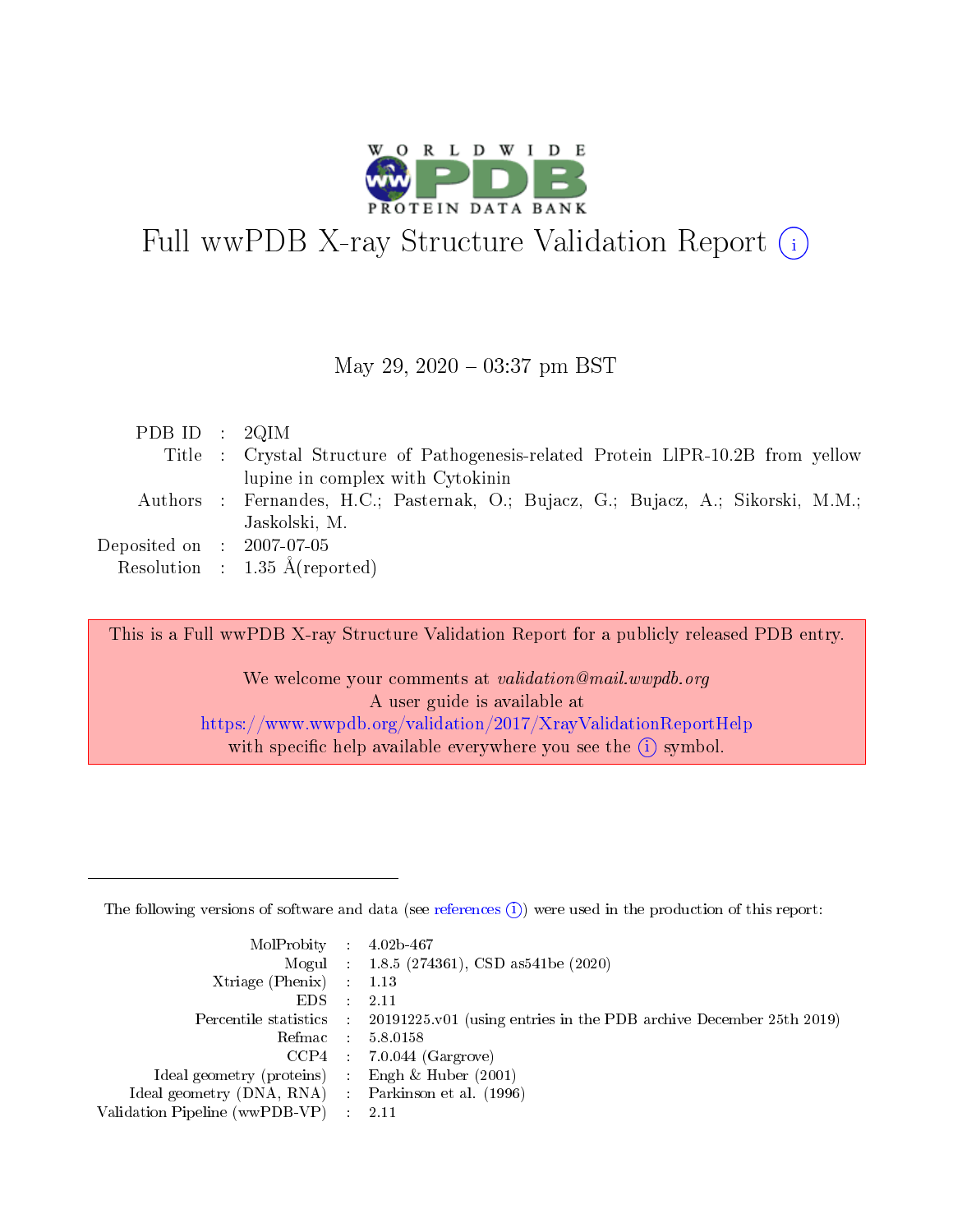# Full wwPDB X-ray Structure Validation Report (i)

May 29, 2020 – 03:37 pm BST

| | | |
|---|---|---|
| PDB ID | : | 2QIM |
| Title | : | Crystal Structure of Pathogenesis-related Protein LlPR-10.2B from yellow lupine in complex with Cytokinin |
| Authors | : | Fernandes, H.C.; Pasternak, O.; Bujacz, G.; Bujacz, A.; Sikorski, M.M.; Jaskolski, M. |
| Deposited on | : | 2007-07-05 |
| Resolution | : | 1.35 Å(reported) |

This is a Full wwPDB X-ray Structure Validation Report for a publicly released PDB entry.

We welcome your comments at *validation@mail.wwpdb.org*
A user guide is available at
https://www.wwpdb.org/validation/2017/XrayValidationReportHelp
with specific help available everywhere you see the (i) symbol.

---

The following versions of software and data (see references (i)) were used in the production of this report:

| | | |
|---|---|---|
| MolProbity | : | 4.02b-467 |
| Mogul | : | 1.8.5 (274361), CSD as541be (2020) |
| Xtriage (Phenix) | : | 1.13 |
| EDS | : | 2.11 |
| Percentile statistics | : | 20191225.v01 (using entries in the PDB archive December 25th 2019) |
| Refmac | : | 5.8.0158 |
| CCP4 | : | 7.0.044 (Gargrove) |
| Ideal geometry (proteins) | : | Engh & Huber (2001) |
| Ideal geometry (DNA, RNA) | : | Parkinson et al. (1996) |
| Validation Pipeline (wwPDB-VP) | : | 2.11 |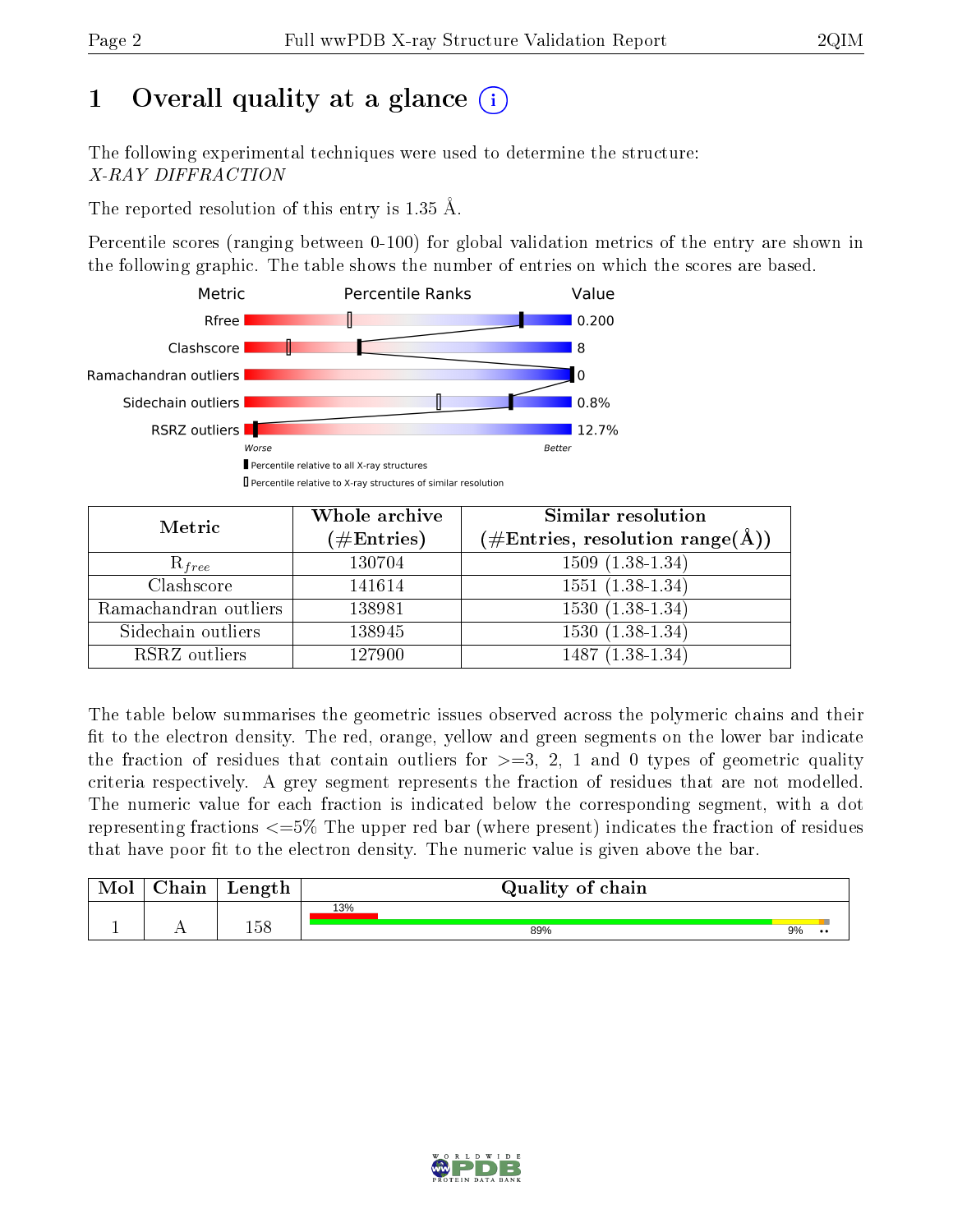# 1 Overall quality at a glance (i)

The following experimental techniques were used to determine the structure:
*X-RAY DIFFRACTION*

The reported resolution of this entry is 1.35 Å.

Percentile scores (ranging between 0-100) for global validation metrics of the entry are shown in the following graphic. The table shows the number of entries on which the scores are based.

| Metric | Value |
|---|---|
| Rfree | 0.200 |
| Clashscore | 8 |
| Ramachandran outliers | 0 |
| Sidechain outliers | 0.8% |
| RSRZ outliers | 12.7% |

Worse — Better

▮ Percentile relative to all X-ray structures
▯ Percentile relative to X-ray structures of similar resolution

| Metric | Whole archive (#Entries) | Similar resolution (#Entries, resolution range(Å)) |
|---|---|---|
| $R_{free}$ | 130704 | 1509 (1.38-1.34) |
| Clashscore | 141614 | 1551 (1.38-1.34) |
| Ramachandran outliers | 138981 | 1530 (1.38-1.34) |
| Sidechain outliers | 138945 | 1530 (1.38-1.34) |
| RSRZ outliers | 127900 | 1487 (1.38-1.34) |

The table below summarises the geometric issues observed across the polymeric chains and their fit to the electron density. The red, orange, yellow and green segments on the lower bar indicate the fraction of residues that contain outliers for >=3, 2, 1 and 0 types of geometric quality criteria respectively. A grey segment represents the fraction of residues that are not modelled. The numeric value for each fraction is indicated below the corresponding segment, with a dot representing fractions <=5% The upper red bar (where present) indicates the fraction of residues that have poor fit to the electron density. The numeric value is given above the bar.

| Mol | Chain | Length | Quality of chain |
|---|---|---|---|
| 1 | A | 158 | 13% (poor fit); 89% green, 9% yellow, •• |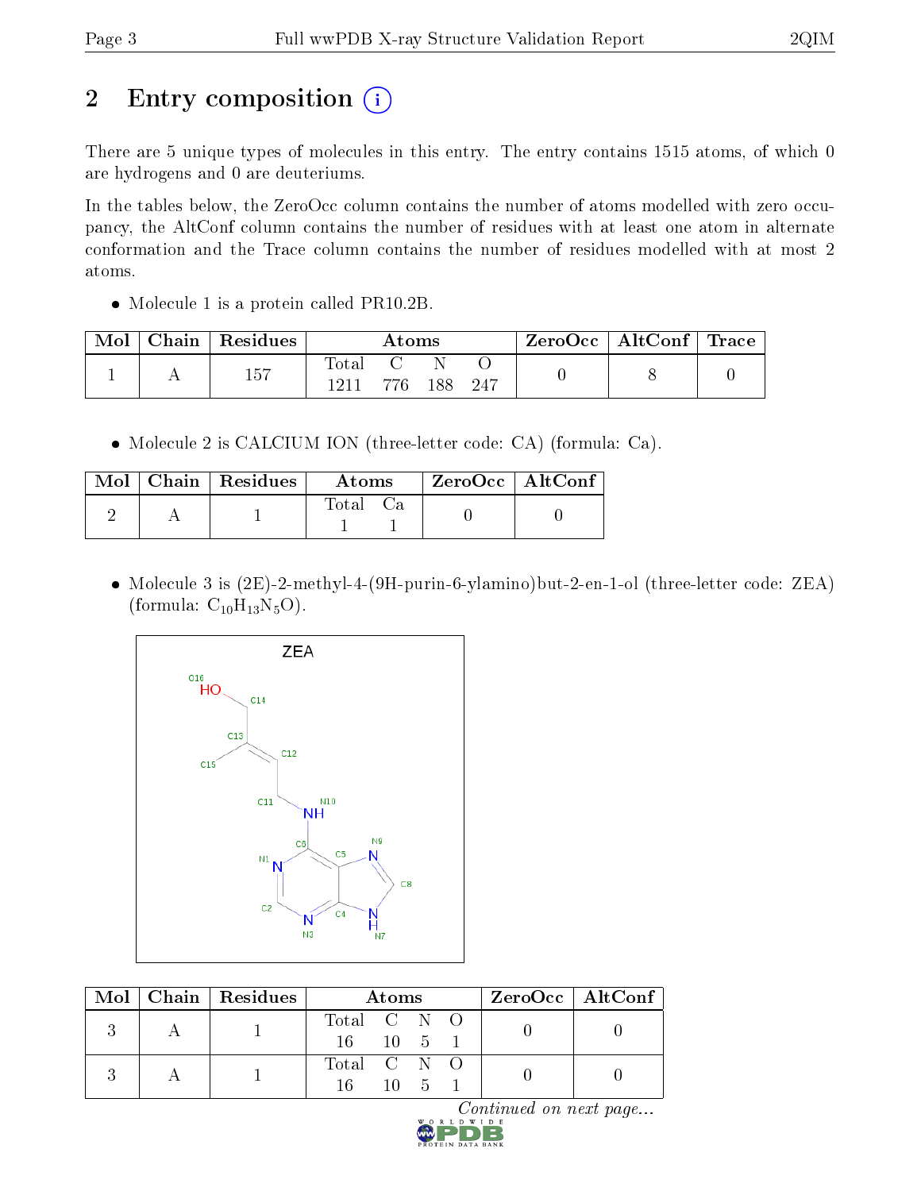# 2 Entry composition

There are 5 unique types of molecules in this entry. The entry contains 1515 atoms, of which 0 are hydrogens and 0 are deuteriums.

In the tables below, the ZeroOcc column contains the number of atoms modelled with zero occupancy, the AltConf column contains the number of residues with at least one atom in alternate conformation and the Trace column contains the number of residues modelled with at most 2 atoms.

- Molecule 1 is a protein called PR10.2B.

| Mol | Chain | Residues | Atoms | | | | ZeroOcc | AltConf | Trace |
|---|---|---|---|---|---|---|---|---|---|
| 1 | A | 157 | Total<br>1211 | C<br>776 | N<br>188 | O<br>247 | 0 | 8 | 0 |

- Molecule 2 is CALCIUM ION (three-letter code: CA) (formula: Ca).

| Mol | Chain | Residues | Atoms | | ZeroOcc | AltConf |
|---|---|---|---|---|---|---|
| 2 | A | 1 | Total<br>1 | Ca<br>1 | 0 | 0 |

- Molecule 3 is (2E)-2-methyl-4-(9H-purin-6-ylamino)but-2-en-1-ol (three-letter code: ZEA) (formula: $C_{10}H_{13}N_5O$).

| Mol | Chain | Residues | Atoms | | | | ZeroOcc | AltConf |
|---|---|---|---|---|---|---|---|---|
| 3 | A | 1 | Total<br>16 | C<br>10 | N<br>5 | O<br>1 | 0 | 0 |
| 3 | A | 1 | Total<br>16 | C<br>10 | N<br>5 | O<br>1 | 0 | 0 |

*Continued on next page...*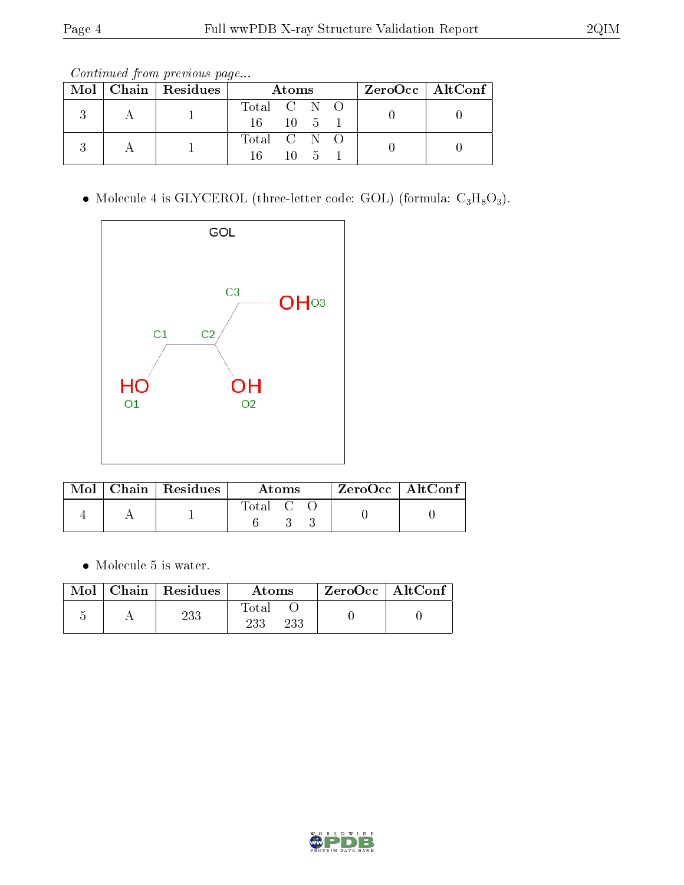*Continued from previous page...*

| Mol | Chain | Residues | Atoms | | | | ZeroOcc | AltConf |
|---|---|---|---|---|---|---|---|---|
| | | | Total | C | N | O | | |
| 3 | A | 1 | 16 | 10 | 5 | 1 | 0 | 0 |
| 3 | A | 1 | 16 | 10 | 5 | 1 | 0 | 0 |

- Molecule 4 is GLYCEROL (three-letter code: GOL) (formula: $C_3H_8O_3$).

| Mol | Chain | Residues | Atoms | | | ZeroOcc | AltConf |
|---|---|---|---|---|---|---|---|
| | | | Total | C | O | | |
| 4 | A | 1 | 6 | 3 | 3 | 0 | 0 |

- Molecule 5 is water.

| Mol | Chain | Residues | Atoms | | ZeroOcc | AltConf |
|---|---|---|---|---|---|---|
| | | | Total | O | | |
| 5 | A | 233 | 233 | 233 | 0 | 0 |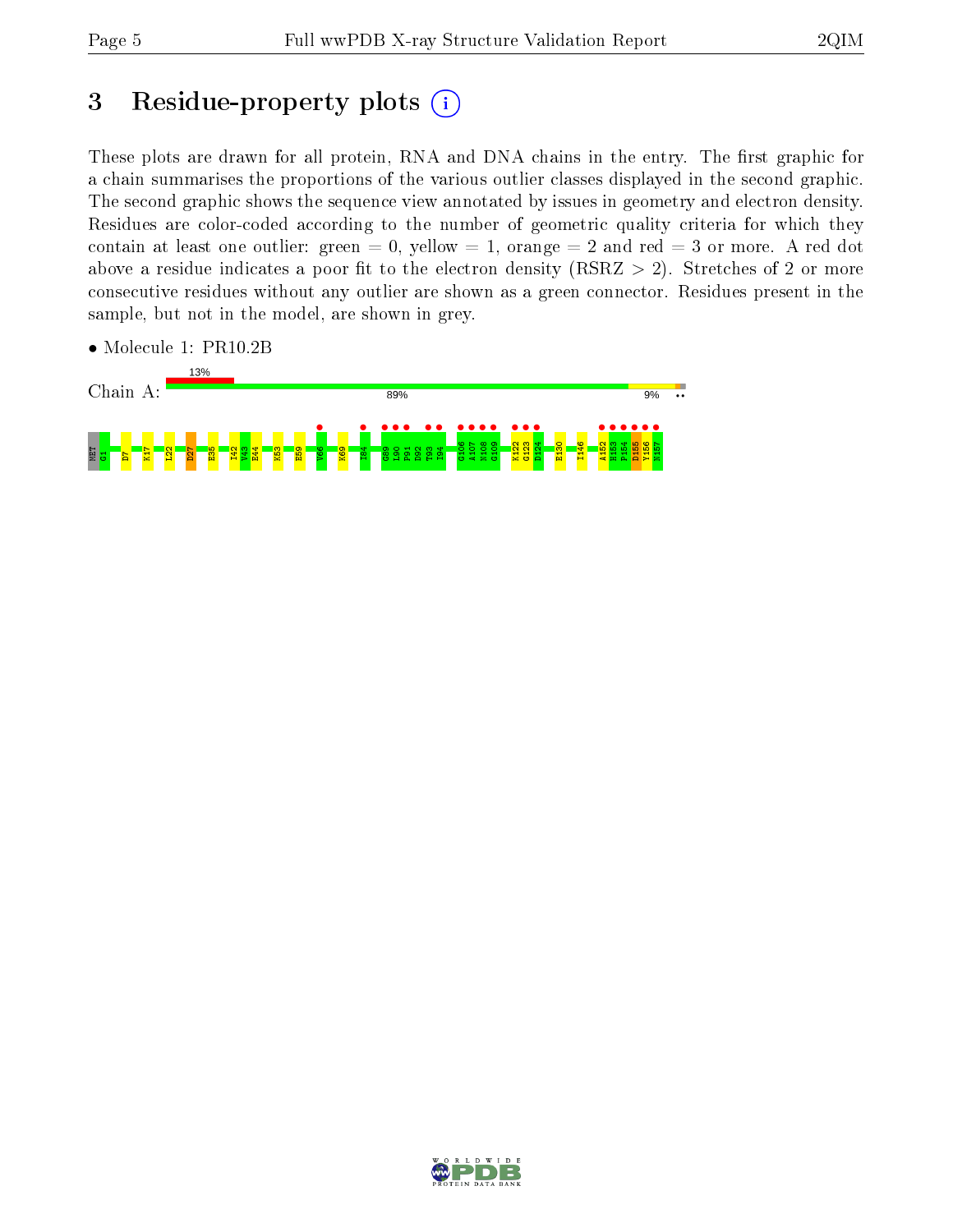# 3 Residue-property plots

These plots are drawn for all protein, RNA and DNA chains in the entry. The first graphic for a chain summarises the proportions of the various outlier classes displayed in the second graphic. The second graphic shows the sequence view annotated by issues in geometry and electron density. Residues are color-coded according to the number of geometric quality criteria for which they contain at least one outlier: green = 0, yellow = 1, orange = 2 and red = 3 or more. A red dot above a residue indicates a poor fit to the electron density (RSRZ > 2). Stretches of 2 or more consecutive residues without any outlier are shown as a green connector. Residues present in the sample, but not in the model, are shown in grey.

• Molecule 1: PR10.2B

Chain A: 13% | 89% | 9%

MET G1 D7 K17 L22 D27 E35 I42 V43 E44 K53 E59 V66 K69 I84 G89 L90 P91 D92 T93 I94 G106 A107 N108 G109 K122 G123 D124 E130 I146 A152 H153 P154 D155 Y156 N157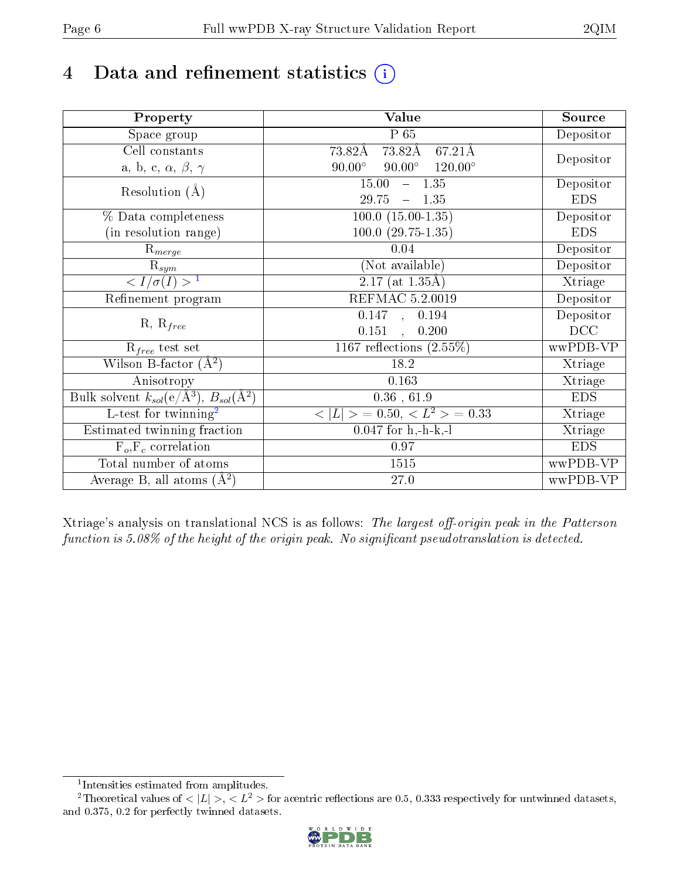# 4 Data and refinement statistics (i)

| Property | Value | Source |
|---|---|---|
| Space group | P 65 | Depositor |
| Cell constants<br>a, b, c, $\alpha$, $\beta$, $\gamma$ | 73.82Å 73.82Å 67.21Å<br>90.00° 90.00° 120.00° | Depositor |
| Resolution (Å) | 15.00 – 1.35<br>29.75 – 1.35 | Depositor<br>EDS |
| % Data completeness<br>(in resolution range) | 100.0 (15.00-1.35)<br>100.0 (29.75-1.35) | Depositor<br>EDS |
| $R_{merge}$ | 0.04 | Depositor |
| $R_{sym}$ | (Not available) | Depositor |
| $< I/\sigma(I) >$ [1] | 2.17 (at 1.35Å) | Xtriage |
| Refinement program | REFMAC 5.2.0019 | Depositor |
| R, $R_{free}$ | 0.147 , 0.194<br>0.151 , 0.200 | Depositor<br>DCC |
| $R_{free}$ test set | 1167 reflections (2.55%) | wwPDB-VP |
| Wilson B-factor (Å$^2$) | 18.2 | Xtriage |
| Anisotropy | 0.163 | Xtriage |
| Bulk solvent $k_{sol}$(e/Å$^3$), $B_{sol}$(Å$^2$) | 0.36 , 61.9 | EDS |
| L-test for twinning[2] | $< \|L\| > = 0.50$, $< L^2 > = 0.33$ | Xtriage |
| Estimated twinning fraction | 0.047 for h,-h-k,-l | Xtriage |
| $F_o$,$F_c$ correlation | 0.97 | EDS |
| Total number of atoms | 1515 | wwPDB-VP |
| Average B, all atoms (Å$^2$) | 27.0 | wwPDB-VP |

Xtriage's analysis on translational NCS is as follows: *The largest off-origin peak in the Patterson function is 5.08% of the height of the origin peak. No significant pseudotranslation is detected.*

[1] Intensities estimated from amplitudes.

[2] Theoretical values of $< |L| >$, $< L^2 >$ for acentric reflections are 0.5, 0.333 respectively for untwinned datasets, and 0.375, 0.2 for perfectly twinned datasets.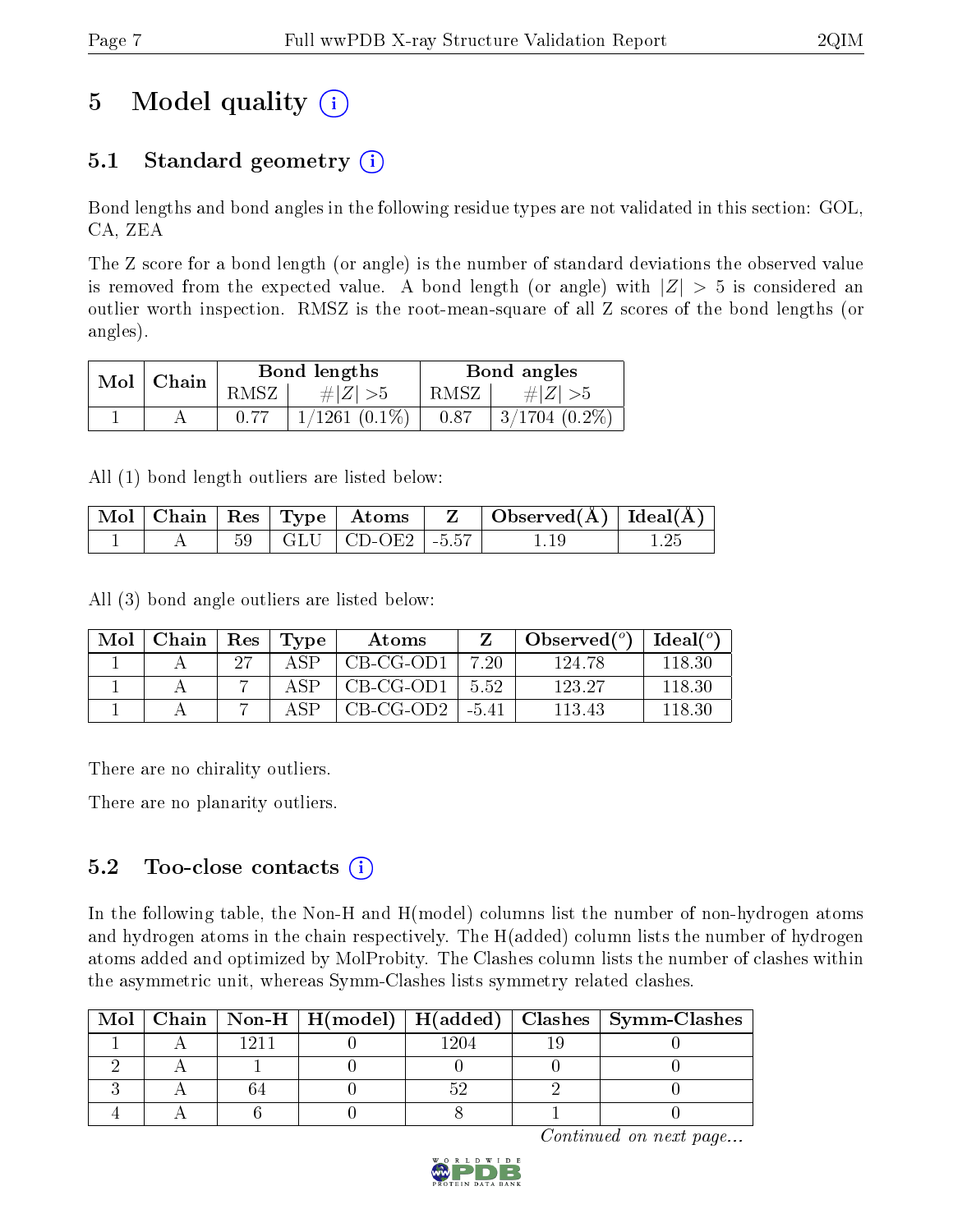# 5 Model quality

## 5.1 Standard geometry

Bond lengths and bond angles in the following residue types are not validated in this section: GOL, CA, ZEA

The Z score for a bond length (or angle) is the number of standard deviations the observed value is removed from the expected value. A bond length (or angle) with $|Z| > 5$ is considered an outlier worth inspection. RMSZ is the root-mean-square of all Z scores of the bond lengths (or angles).

| Mol | Chain | Bond lengths | | Bond angles | |
|---|---|---|---|---|---|
| | | RMSZ | #$\|Z\|$ >5 | RMSZ | #$\|Z\|$ >5 |
| 1 | A | 0.77 | 1/1261 (0.1%) | 0.87 | 3/1704 (0.2%) |

All (1) bond length outliers are listed below:

| Mol | Chain | Res | Type | Atoms | Z | Observed(Å) | Ideal(Å) |
|---|---|---|---|---|---|---|---|
| 1 | A | 59 | GLU | CD-OE2 | -5.57 | 1.19 | 1.25 |

All (3) bond angle outliers are listed below:

| Mol | Chain | Res | Type | Atoms | Z | Observed(°) | Ideal(°) |
|---|---|---|---|---|---|---|---|
| 1 | A | 27 | ASP | CB-CG-OD1 | 7.20 | 124.78 | 118.30 |
| 1 | A | 7 | ASP | CB-CG-OD1 | 5.52 | 123.27 | 118.30 |
| 1 | A | 7 | ASP | CB-CG-OD2 | -5.41 | 113.43 | 118.30 |

There are no chirality outliers.

There are no planarity outliers.

## 5.2 Too-close contacts

In the following table, the Non-H and H(model) columns list the number of non-hydrogen atoms and hydrogen atoms in the chain respectively. The H(added) column lists the number of hydrogen atoms added and optimized by MolProbity. The Clashes column lists the number of clashes within the asymmetric unit, whereas Symm-Clashes lists symmetry related clashes.

| Mol | Chain | Non-H | H(model) | H(added) | Clashes | Symm-Clashes |
|---|---|---|---|---|---|---|
| 1 | A | 1211 | 0 | 1204 | 19 | 0 |
| 2 | A | 1 | 0 | 0 | 0 | 0 |
| 3 | A | 64 | 0 | 52 | 2 | 0 |
| 4 | A | 6 | 0 | 8 | 1 | 0 |

*Continued on next page...*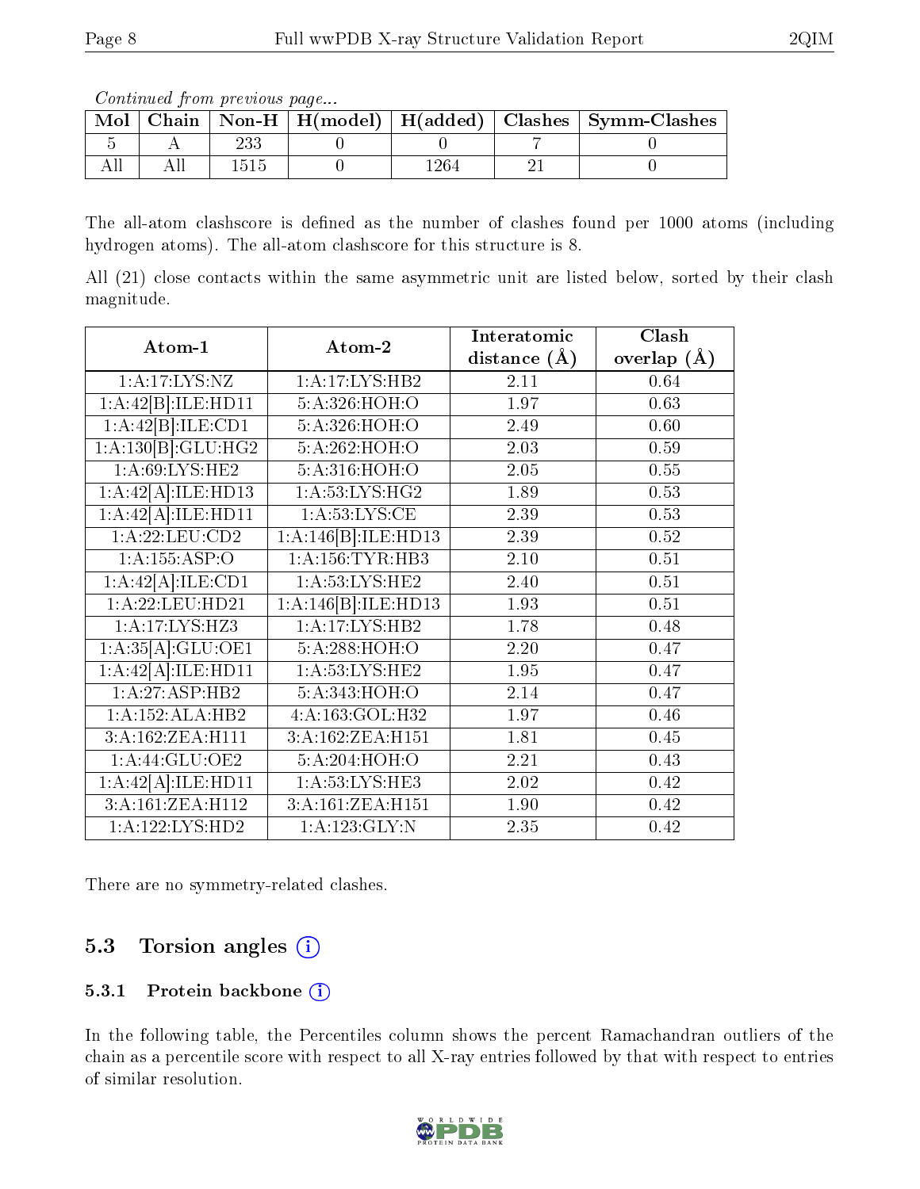*Continued from previous page...*

| Mol | Chain | Non-H | H(model) | H(added) | Clashes | Symm-Clashes |
|---|---|---|---|---|---|---|
| 5 | A | 233 | 0 | 0 | 7 | 0 |
| All | All | 1515 | 0 | 1264 | 21 | 0 |

The all-atom clashscore is defined as the number of clashes found per 1000 atoms (including hydrogen atoms). The all-atom clashscore for this structure is 8.

All (21) close contacts within the same asymmetric unit are listed below, sorted by their clash magnitude.

| Atom-1 | Atom-2 | Interatomic distance (Å) | Clash overlap (Å) |
|---|---|---|---|
| 1:A:17:LYS:NZ | 1:A:17:LYS:HB2 | 2.11 | 0.64 |
| 1:A:42[B]:ILE:HD11 | 5:A:326:HOH:O | 1.97 | 0.63 |
| 1:A:42[B]:ILE:CD1 | 5:A:326:HOH:O | 2.49 | 0.60 |
| 1:A:130[B]:GLU:HG2 | 5:A:262:HOH:O | 2.03 | 0.59 |
| 1:A:69:LYS:HE2 | 5:A:316:HOH:O | 2.05 | 0.55 |
| 1:A:42[A]:ILE:HD13 | 1:A:53:LYS:HG2 | 1.89 | 0.53 |
| 1:A:42[A]:ILE:HD11 | 1:A:53:LYS:CE | 2.39 | 0.53 |
| 1:A:22:LEU:CD2 | 1:A:146[B]:ILE:HD13 | 2.39 | 0.52 |
| 1:A:155:ASP:O | 1:A:156:TYR:HB3 | 2.10 | 0.51 |
| 1:A:42[A]:ILE:CD1 | 1:A:53:LYS:HE2 | 2.40 | 0.51 |
| 1:A:22:LEU:HD21 | 1:A:146[B]:ILE:HD13 | 1.93 | 0.51 |
| 1:A:17:LYS:HZ3 | 1:A:17:LYS:HB2 | 1.78 | 0.48 |
| 1:A:35[A]:GLU:OE1 | 5:A:288:HOH:O | 2.20 | 0.47 |
| 1:A:42[A]:ILE:HD11 | 1:A:53:LYS:HE2 | 1.95 | 0.47 |
| 1:A:27:ASP:HB2 | 5:A:343:HOH:O | 2.14 | 0.47 |
| 1:A:152:ALA:HB2 | 4:A:163:GOL:H32 | 1.97 | 0.46 |
| 3:A:162:ZEA:H111 | 3:A:162:ZEA:H151 | 1.81 | 0.45 |
| 1:A:44:GLU:OE2 | 5:A:204:HOH:O | 2.21 | 0.43 |
| 1:A:42[A]:ILE:HD11 | 1:A:53:LYS:HE3 | 2.02 | 0.42 |
| 3:A:161:ZEA:H112 | 3:A:161:ZEA:H151 | 1.90 | 0.42 |
| 1:A:122:LYS:HD2 | 1:A:123:GLY:N | 2.35 | 0.42 |

There are no symmetry-related clashes.

## 5.3 Torsion angles

### 5.3.1 Protein backbone

In the following table, the Percentiles column shows the percent Ramachandran outliers of the chain as a percentile score with respect to all X-ray entries followed by that with respect to entries of similar resolution.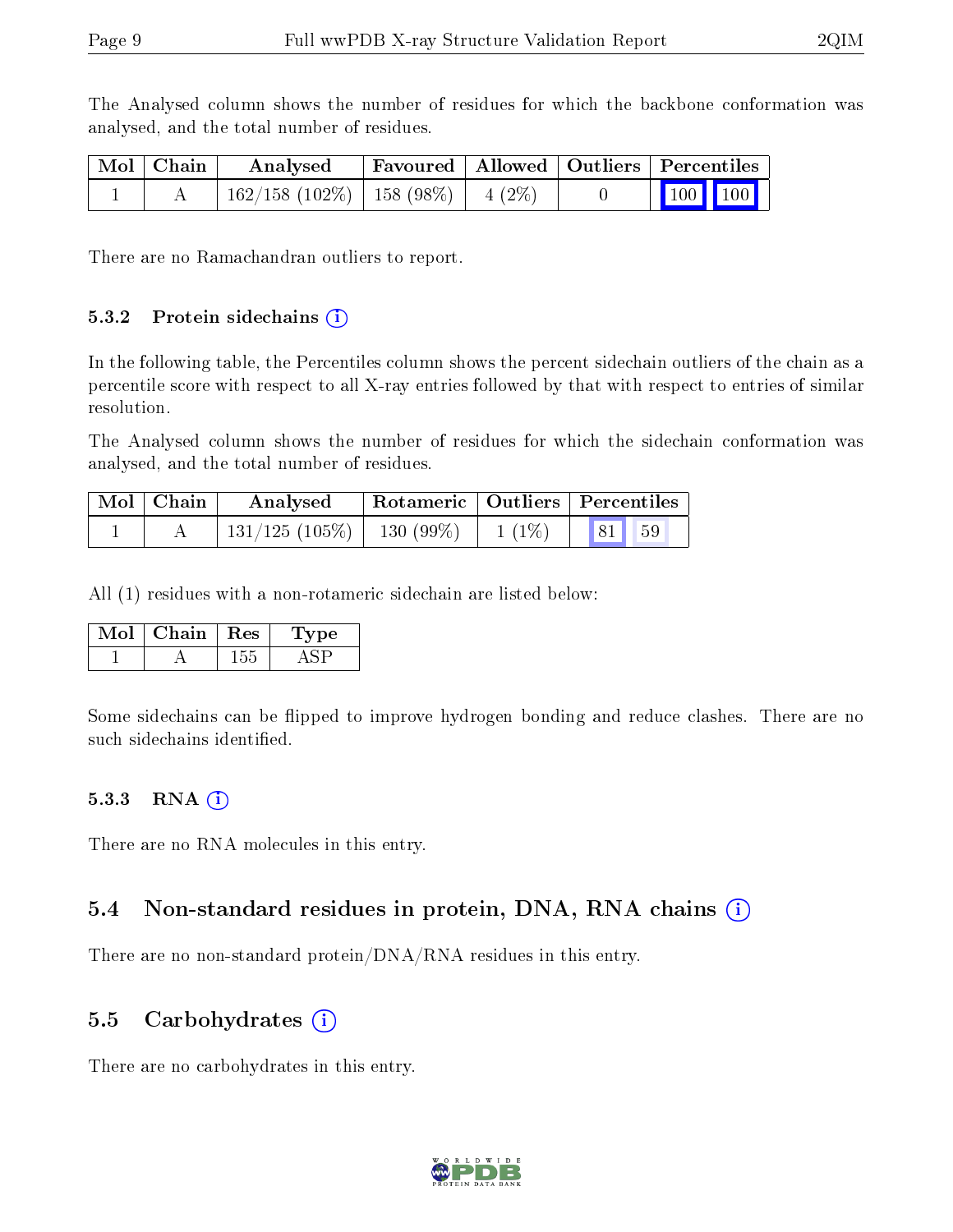The Analysed column shows the number of residues for which the backbone conformation was analysed, and the total number of residues.

| Mol | Chain | Analysed | Favoured | Allowed | Outliers | Percentiles | |
|---|---|---|---|---|---|---|---|
| 1 | A | 162/158 (102%) | 158 (98%) | 4 (2%) | 0 | 100 | 100 |

There are no Ramachandran outliers to report.

### 5.3.2 Protein sidechains

In the following table, the Percentiles column shows the percent sidechain outliers of the chain as a percentile score with respect to all X-ray entries followed by that with respect to entries of similar resolution.

The Analysed column shows the number of residues for which the sidechain conformation was analysed, and the total number of residues.

| Mol | Chain | Analysed | Rotameric | Outliers | Percentiles | |
|---|---|---|---|---|---|---|
| 1 | A | 131/125 (105%) | 130 (99%) | 1 (1%) | 81 | 59 |

All (1) residues with a non-rotameric sidechain are listed below:

| Mol | Chain | Res | Type |
|---|---|---|---|
| 1 | A | 155 | ASP |

Some sidechains can be flipped to improve hydrogen bonding and reduce clashes. There are no such sidechains identified.

### 5.3.3 RNA

There are no RNA molecules in this entry.

## 5.4 Non-standard residues in protein, DNA, RNA chains

There are no non-standard protein/DNA/RNA residues in this entry.

## 5.5 Carbohydrates

There are no carbohydrates in this entry.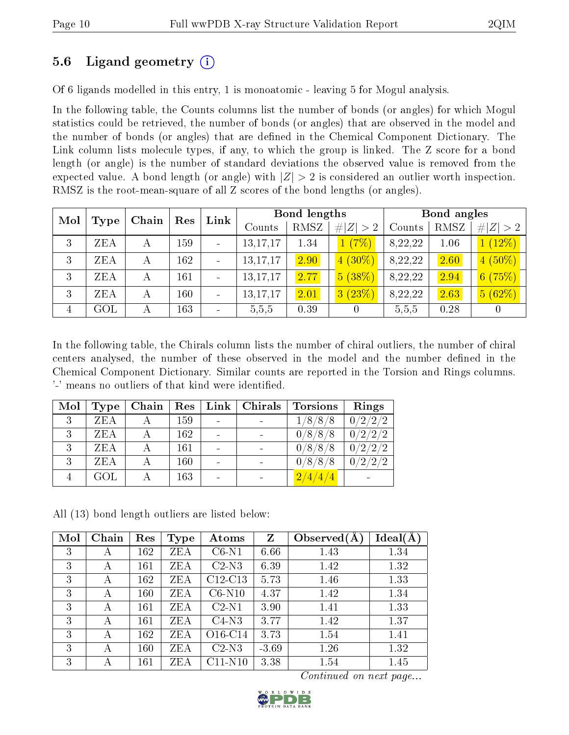## 5.6 Ligand geometry (i)

Of 6 ligands modelled in this entry, 1 is monoatomic - leaving 5 for Mogul analysis.

In the following table, the Counts columns list the number of bonds (or angles) for which Mogul statistics could be retrieved, the number of bonds (or angles) that are observed in the model and the number of bonds (or angles) that are defined in the Chemical Component Dictionary. The Link column lists molecule types, if any, to which the group is linked. The Z score for a bond length (or angle) is the number of standard deviations the observed value is removed from the expected value. A bond length (or angle) with $|Z| > 2$ is considered an outlier worth inspection. RMSZ is the root-mean-square of all Z scores of the bond lengths (or angles).

| Mol | Type | Chain | Res | Link | Bond lengths | | | Bond angles | | |
|---|---|---|---|---|---|---|---|---|---|---|
| | | | | | Counts | RMSZ | #\|Z\| > 2 | Counts | RMSZ | #\|Z\| > 2 |
| 3 | ZEA | A | 159 | - | 13,17,17 | 1.34 | 1 (7%) | 8,22,22 | 1.06 | 1 (12%) |
| 3 | ZEA | A | 162 | - | 13,17,17 | 2.90 | 4 (30%) | 8,22,22 | 2.60 | 4 (50%) |
| 3 | ZEA | A | 161 | - | 13,17,17 | 2.77 | 5 (38%) | 8,22,22 | 2.94 | 6 (75%) |
| 3 | ZEA | A | 160 | - | 13,17,17 | 2.01 | 3 (23%) | 8,22,22 | 2.63 | 5 (62%) |
| 4 | GOL | A | 163 | - | 5,5,5 | 0.39 | 0 | 5,5,5 | 0.28 | 0 |

In the following table, the Chirals column lists the number of chiral outliers, the number of chiral centers analysed, the number of these observed in the model and the number defined in the Chemical Component Dictionary. Similar counts are reported in the Torsion and Rings columns. '-' means no outliers of that kind were identified.

| Mol | Type | Chain | Res | Link | Chirals | Torsions | Rings |
|---|---|---|---|---|---|---|---|
| 3 | ZEA | A | 159 | - | - | 1/8/8/8 | 0/2/2/2 |
| 3 | ZEA | A | 162 | - | - | 0/8/8/8 | 0/2/2/2 |
| 3 | ZEA | A | 161 | - | - | 0/8/8/8 | 0/2/2/2 |
| 3 | ZEA | A | 160 | - | - | 0/8/8/8 | 0/2/2/2 |
| 4 | GOL | A | 163 | - | - | 2/4/4/4 | - |

All (13) bond length outliers are listed below:

| Mol | Chain | Res | Type | Atoms | Z | Observed(Å) | Ideal(Å) |
|---|---|---|---|---|---|---|---|
| 3 | A | 162 | ZEA | C6-N1 | 6.66 | 1.43 | 1.34 |
| 3 | A | 161 | ZEA | C2-N3 | 6.39 | 1.42 | 1.32 |
| 3 | A | 162 | ZEA | C12-C13 | 5.73 | 1.46 | 1.33 |
| 3 | A | 160 | ZEA | C6-N10 | 4.37 | 1.42 | 1.34 |
| 3 | A | 161 | ZEA | C2-N1 | 3.90 | 1.41 | 1.33 |
| 3 | A | 161 | ZEA | C4-N3 | 3.77 | 1.42 | 1.37 |
| 3 | A | 162 | ZEA | O16-C14 | 3.73 | 1.54 | 1.41 |
| 3 | A | 160 | ZEA | C2-N3 | -3.69 | 1.26 | 1.32 |
| 3 | A | 161 | ZEA | C11-N10 | 3.38 | 1.54 | 1.45 |

*Continued on next page...*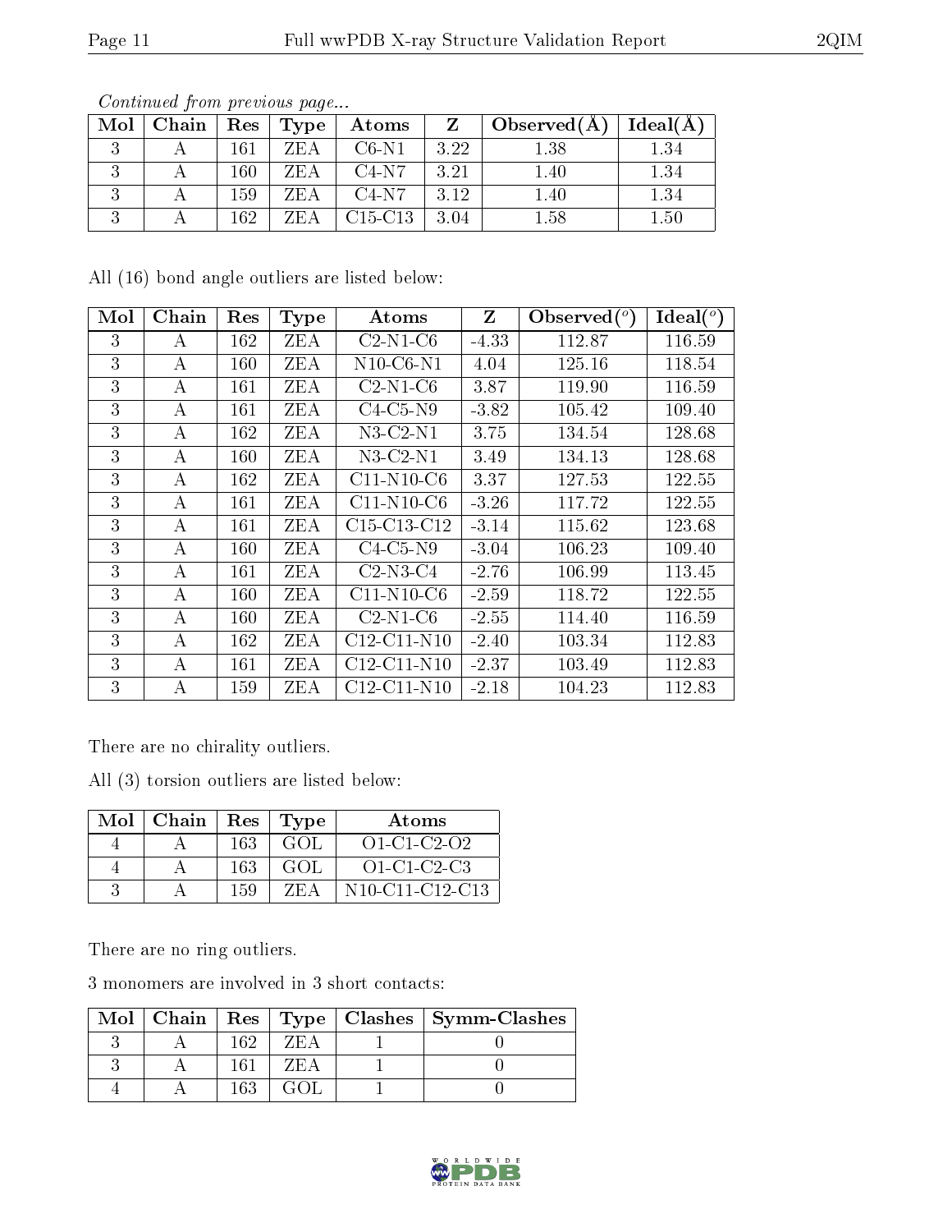*Continued from previous page...*

| Mol | Chain | Res | Type | Atoms | Z | Observed(Å) | Ideal(Å) |
|---|---|---|---|---|---|---|---|
| 3 | A | 161 | ZEA | C6-N1 | 3.22 | 1.38 | 1.34 |
| 3 | A | 160 | ZEA | C4-N7 | 3.21 | 1.40 | 1.34 |
| 3 | A | 159 | ZEA | C4-N7 | 3.12 | 1.40 | 1.34 |
| 3 | A | 162 | ZEA | C15-C13 | 3.04 | 1.58 | 1.50 |

All (16) bond angle outliers are listed below:

| Mol | Chain | Res | Type | Atoms | Z | Observed(°) | Ideal(°) |
|---|---|---|---|---|---|---|---|
| 3 | A | 162 | ZEA | C2-N1-C6 | -4.33 | 112.87 | 116.59 |
| 3 | A | 160 | ZEA | N10-C6-N1 | 4.04 | 125.16 | 118.54 |
| 3 | A | 161 | ZEA | C2-N1-C6 | 3.87 | 119.90 | 116.59 |
| 3 | A | 161 | ZEA | C4-C5-N9 | -3.82 | 105.42 | 109.40 |
| 3 | A | 162 | ZEA | N3-C2-N1 | 3.75 | 134.54 | 128.68 |
| 3 | A | 160 | ZEA | N3-C2-N1 | 3.49 | 134.13 | 128.68 |
| 3 | A | 162 | ZEA | C11-N10-C6 | 3.37 | 127.53 | 122.55 |
| 3 | A | 161 | ZEA | C11-N10-C6 | -3.26 | 117.72 | 122.55 |
| 3 | A | 161 | ZEA | C15-C13-C12 | -3.14 | 115.62 | 123.68 |
| 3 | A | 160 | ZEA | C4-C5-N9 | -3.04 | 106.23 | 109.40 |
| 3 | A | 161 | ZEA | C2-N3-C4 | -2.76 | 106.99 | 113.45 |
| 3 | A | 160 | ZEA | C11-N10-C6 | -2.59 | 118.72 | 122.55 |
| 3 | A | 160 | ZEA | C2-N1-C6 | -2.55 | 114.40 | 116.59 |
| 3 | A | 162 | ZEA | C12-C11-N10 | -2.40 | 103.34 | 112.83 |
| 3 | A | 161 | ZEA | C12-C11-N10 | -2.37 | 103.49 | 112.83 |
| 3 | A | 159 | ZEA | C12-C11-N10 | -2.18 | 104.23 | 112.83 |

There are no chirality outliers.

All (3) torsion outliers are listed below:

| Mol | Chain | Res | Type | Atoms |
|---|---|---|---|---|
| 4 | A | 163 | GOL | O1-C1-C2-O2 |
| 4 | A | 163 | GOL | O1-C1-C2-C3 |
| 3 | A | 159 | ZEA | N10-C11-C12-C13 |

There are no ring outliers.

3 monomers are involved in 3 short contacts:

| Mol | Chain | Res | Type | Clashes | Symm-Clashes |
|---|---|---|---|---|---|
| 3 | A | 162 | ZEA | 1 | 0 |
| 3 | A | 161 | ZEA | 1 | 0 |
| 4 | A | 163 | GOL | 1 | 0 |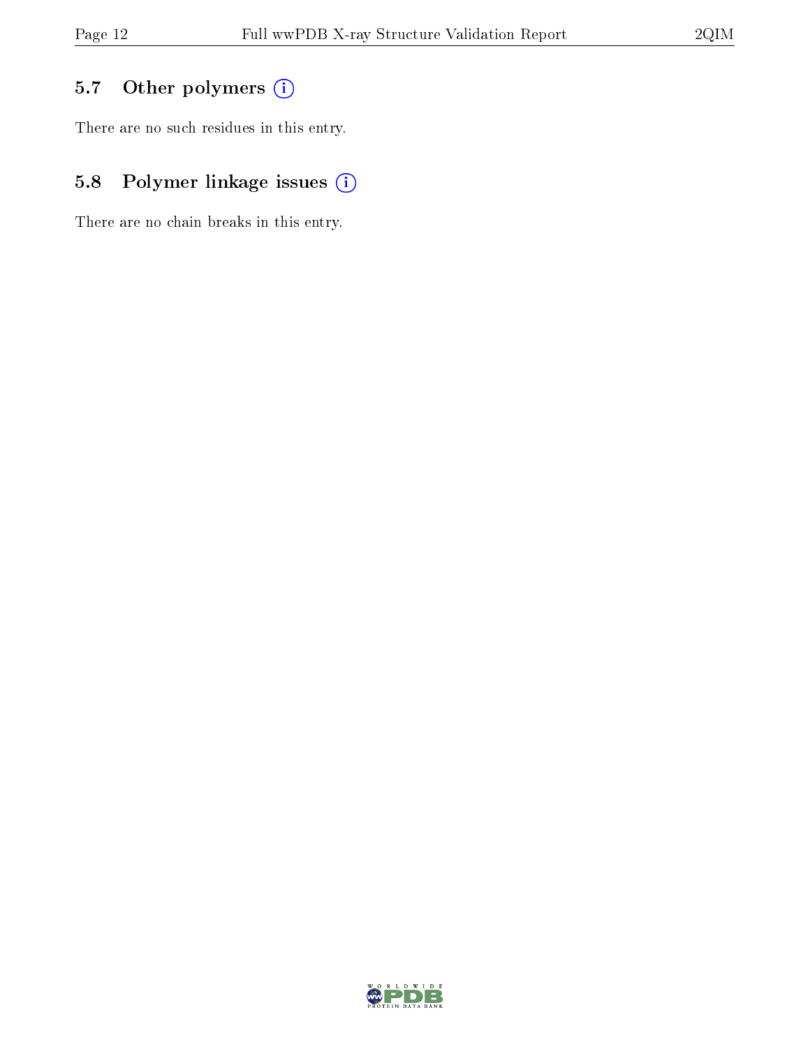## 5.7 Other polymers ⓘ

There are no such residues in this entry.

## 5.8 Polymer linkage issues ⓘ

There are no chain breaks in this entry.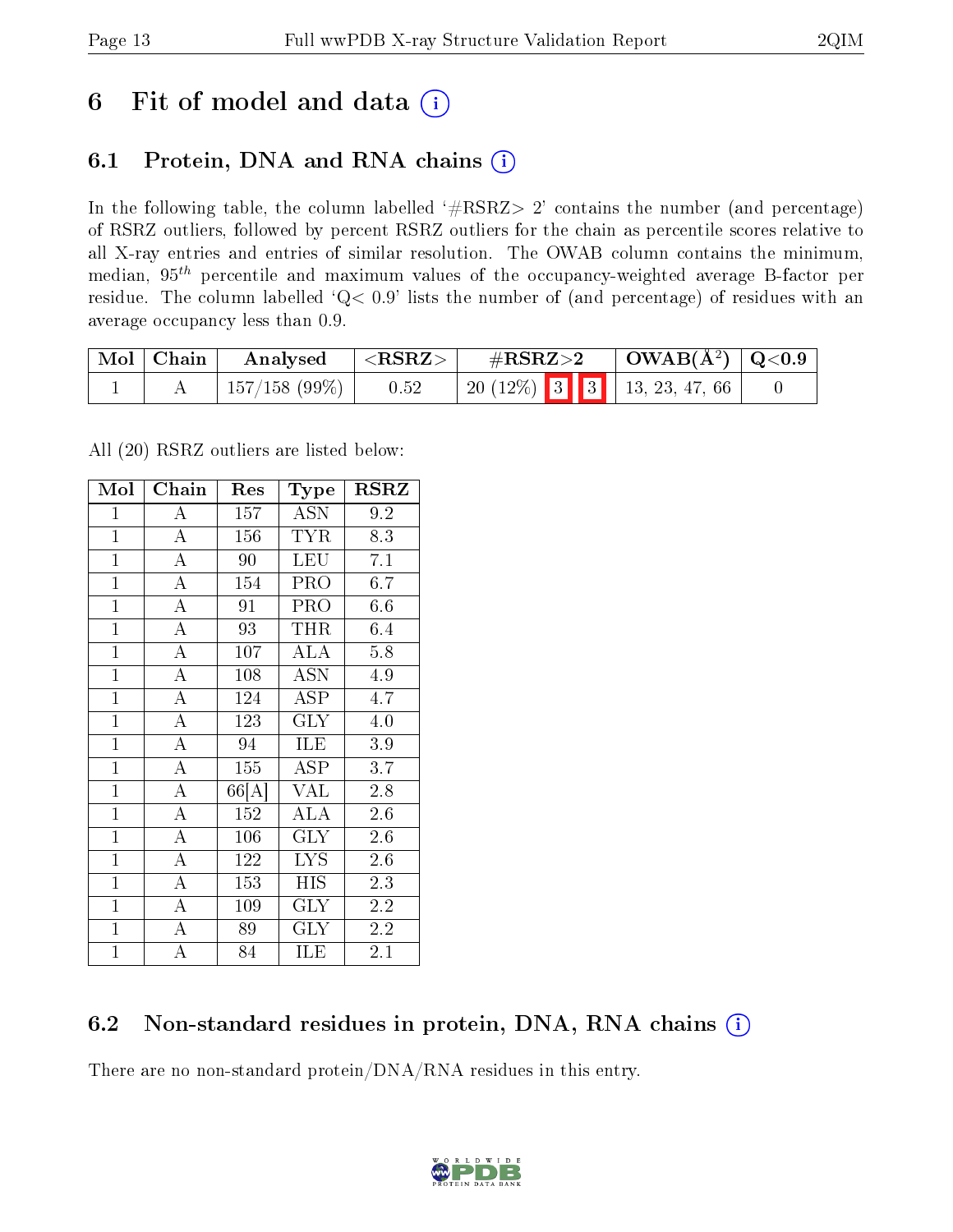# 6 Fit of model and data

## 6.1 Protein, DNA and RNA chains

In the following table, the column labelled '#RSRZ> 2' contains the number (and percentage) of RSRZ outliers, followed by percent RSRZ outliers for the chain as percentile scores relative to all X-ray entries and entries of similar resolution. The OWAB column contains the minimum, median, $95^{th}$ percentile and maximum values of the occupancy-weighted average B-factor per residue. The column labelled 'Q< 0.9' lists the number of (and percentage) of residues with an average occupancy less than 0.9.

| Mol | Chain | Analysed | <RSRZ> | #RSRZ>2 | OWAB(Å$^2$) | Q<0.9 |
|---|---|---|---|---|---|---|
| 1 | A | 157/158 (99%) | 0.52 | 20 (12%) 3 3 | 13, 23, 47, 66 | 0 |

All (20) RSRZ outliers are listed below:

| Mol | Chain | Res | Type | RSRZ |
|---|---|---|---|---|
| 1 | A | 157 | ASN | 9.2 |
| 1 | A | 156 | TYR | 8.3 |
| 1 | A | 90 | LEU | 7.1 |
| 1 | A | 154 | PRO | 6.7 |
| 1 | A | 91 | PRO | 6.6 |
| 1 | A | 93 | THR | 6.4 |
| 1 | A | 107 | ALA | 5.8 |
| 1 | A | 108 | ASN | 4.9 |
| 1 | A | 124 | ASP | 4.7 |
| 1 | A | 123 | GLY | 4.0 |
| 1 | A | 94 | ILE | 3.9 |
| 1 | A | 155 | ASP | 3.7 |
| 1 | A | 66[A] | VAL | 2.8 |
| 1 | A | 152 | ALA | 2.6 |
| 1 | A | 106 | GLY | 2.6 |
| 1 | A | 122 | LYS | 2.6 |
| 1 | A | 153 | HIS | 2.3 |
| 1 | A | 109 | GLY | 2.2 |
| 1 | A | 89 | GLY | 2.2 |
| 1 | A | 84 | ILE | 2.1 |

## 6.2 Non-standard residues in protein, DNA, RNA chains

There are no non-standard protein/DNA/RNA residues in this entry.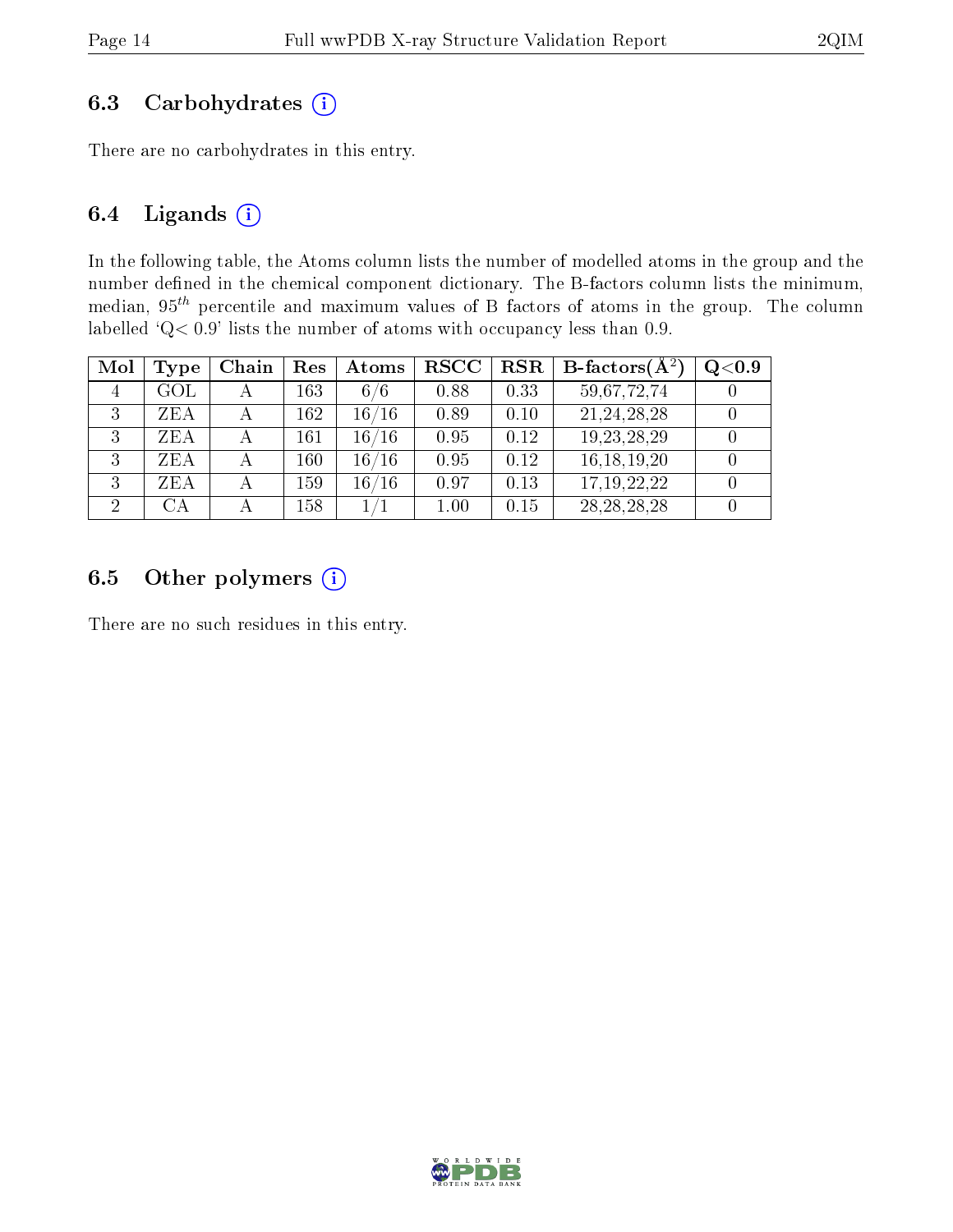### 6.3 Carbohydrates (i)

There are no carbohydrates in this entry.

### 6.4 Ligands (i)

In the following table, the Atoms column lists the number of modelled atoms in the group and the number defined in the chemical component dictionary. The B-factors column lists the minimum, median, $95^{th}$ percentile and maximum values of B factors of atoms in the group. The column labelled 'Q< 0.9' lists the number of atoms with occupancy less than 0.9.

| Mol | Type | Chain | Res | Atoms | RSCC | RSR | B-factors($Å^2$) | Q<0.9 |
|---|---|---|---|---|---|---|---|---|
| 4 | GOL | A | 163 | 6/6 | 0.88 | 0.33 | 59,67,72,74 | 0 |
| 3 | ZEA | A | 162 | 16/16 | 0.89 | 0.10 | 21,24,28,28 | 0 |
| 3 | ZEA | A | 161 | 16/16 | 0.95 | 0.12 | 19,23,28,29 | 0 |
| 3 | ZEA | A | 160 | 16/16 | 0.95 | 0.12 | 16,18,19,20 | 0 |
| 3 | ZEA | A | 159 | 16/16 | 0.97 | 0.13 | 17,19,22,22 | 0 |
| 2 | CA | A | 158 | 1/1 | 1.00 | 0.15 | 28,28,28,28 | 0 |

### 6.5 Other polymers (i)

There are no such residues in this entry.